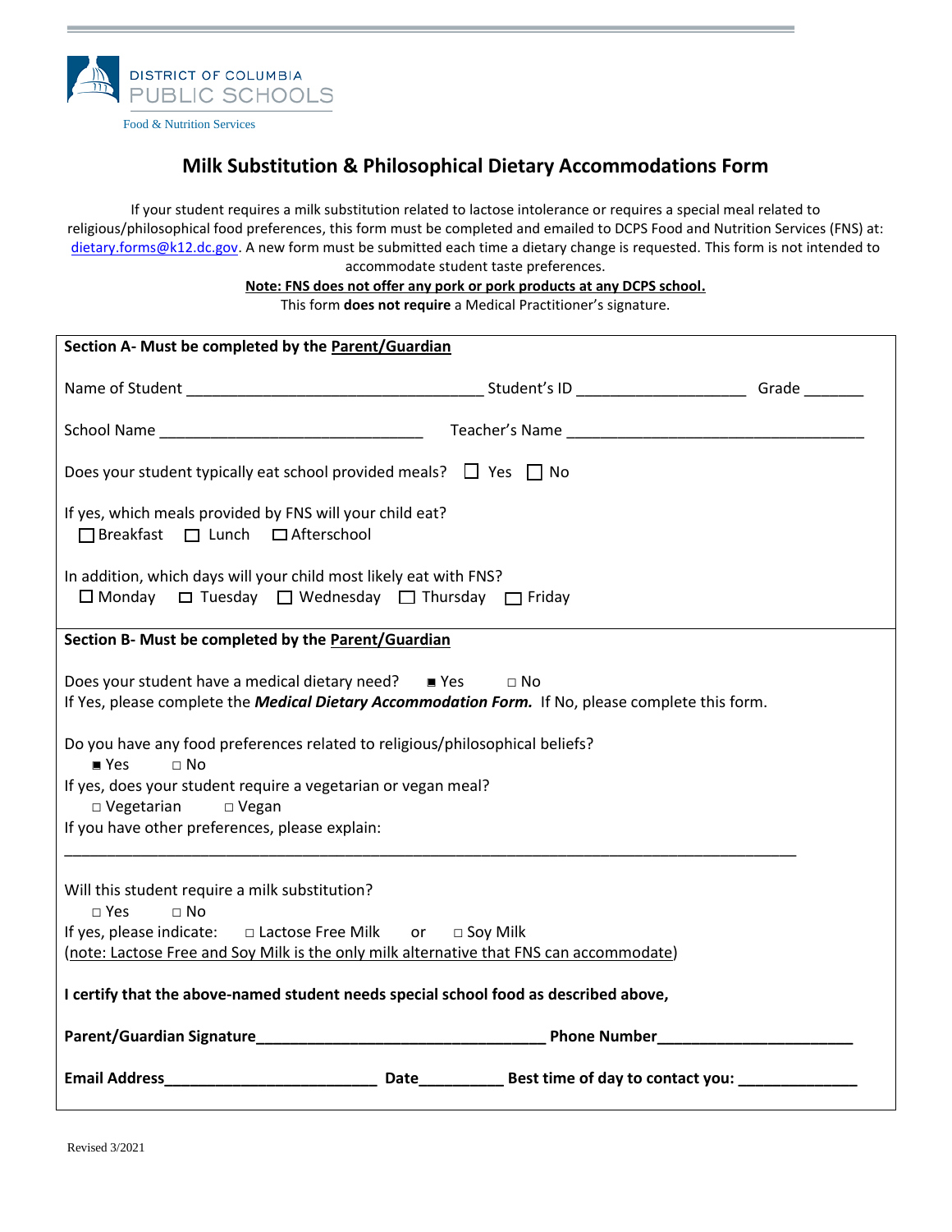DISTRICT OF COLUMBIA
PUBLIC SCHOOLS

Food & Nutrition Services

# Milk Substitution & Philosophical Dietary Accommodations Form

If your student requires a milk substitution related to lactose intolerance or requires a special meal related to religious/philosophical food preferences, this form must be completed and emailed to DCPS Food and Nutrition Services (FNS) at: dietary.forms@k12.dc.gov. A new form must be submitted each time a dietary change is requested. This form is not intended to accommodate student taste preferences.

**Note: FNS does not offer any pork or pork products at any DCPS school.**

This form **does not require** a Medical Practitioner's signature.

**Section A- Must be completed by the Parent/Guardian**

Name of Student ___________________________________ Student's ID ____________________ Grade _______

School Name _______________________________ Teacher's Name ___________________________________

Does your student typically eat school provided meals? ☐ Yes ☐ No

If yes, which meals provided by FNS will your child eat?
☐ Breakfast ☐ Lunch ☐ Afterschool

In addition, which days will your child most likely eat with FNS?
☐ Monday ☐ Tuesday ☐ Wednesday ☐ Thursday ☐ Friday

**Section B- Must be completed by the Parent/Guardian**

Does your student have a medical dietary need? ■ Yes □ No
If Yes, please complete the ***Medical Dietary Accommodation Form.*** If No, please complete this form.

Do you have any food preferences related to religious/philosophical beliefs?
■ Yes □ No
If yes, does your student require a vegetarian or vegan meal?
□ Vegetarian □ Vegan
If you have other preferences, please explain:

_____________________________________________________________________________________

Will this student require a milk substitution?
□ Yes □ No
If yes, please indicate: □ Lactose Free Milk or □ Soy Milk
(note: Lactose Free and Soy Milk is the only milk alternative that FNS can accommodate)

**I certify that the above-named student needs special school food as described above,**

**Parent/Guardian Signature**__________________________________ **Phone Number**______________________

**Email Address**_________________________ **Date**__________ **Best time of day to contact you:** ______________

Revised 3/2021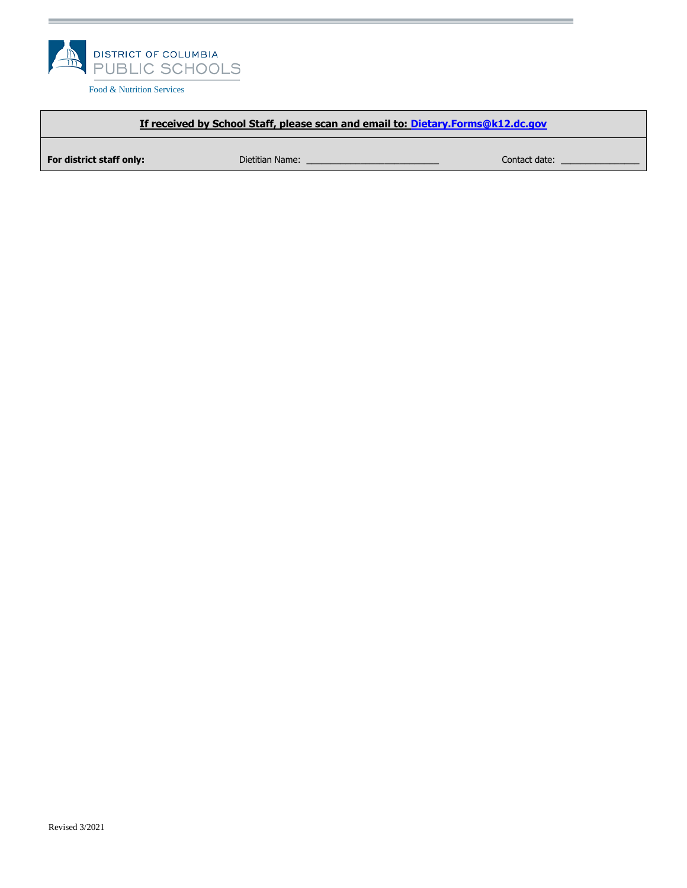DISTRICT OF COLUMBIA
PUBLIC SCHOOLS

Food & Nutrition Services

| | | |
|---|---|---|
| **If received by School Staff, please scan and email to: Dietary.Forms@k12.dc.gov** | | |
| **For district staff only:** | Dietian Name: ___________________________ | Contact date: ________________ |

Revised 3/2021